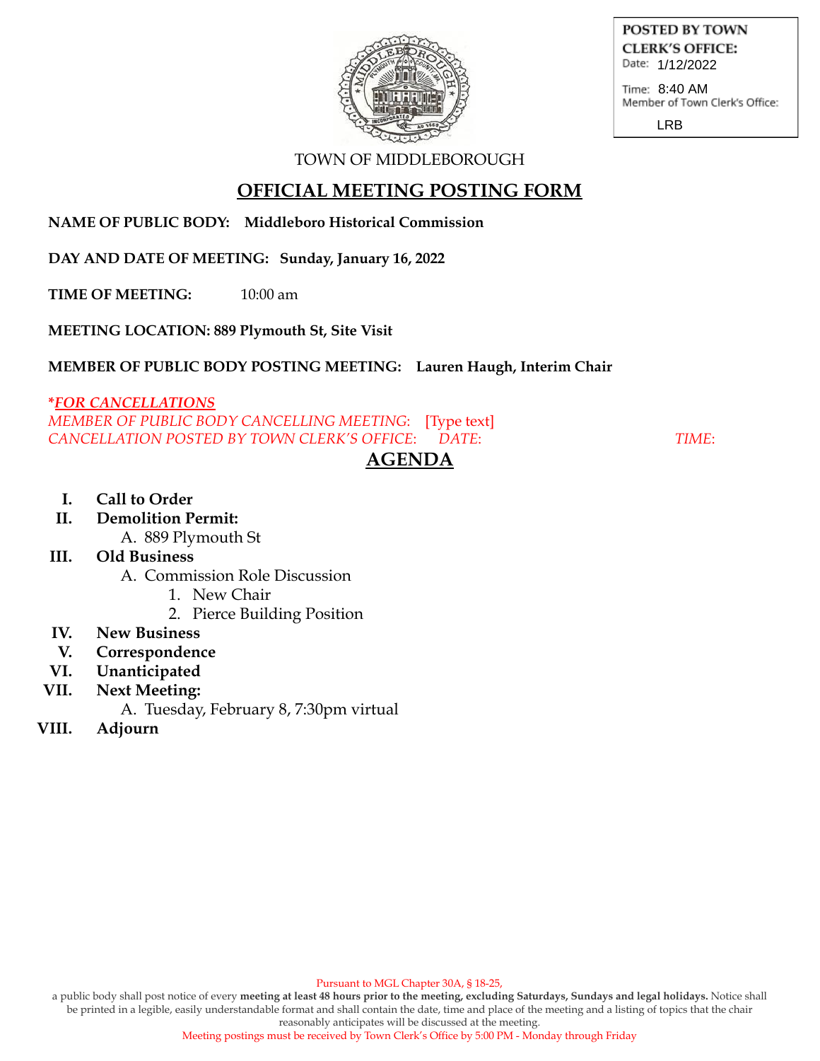**POSTED BY TOWN CLERK'S OFFICE:**
Date: 1/12/2022
Time: 8:40 AM
Member of Town Clerk's Office: LRB

TOWN OF MIDDLEBOROUGH

# OFFICIAL MEETING POSTING FORM

**NAME OF PUBLIC BODY: Middleboro Historical Commission**

**DAY AND DATE OF MEETING: Sunday, January 16, 2022**

**TIME OF MEETING:** 10:00 am

**MEETING LOCATION: 889 Plymouth St, Site Visit**

**MEMBER OF PUBLIC BODY POSTING MEETING: Lauren Haugh, Interim Chair**

*\*FOR CANCELLATIONS*
*MEMBER OF PUBLIC BODY CANCELLING MEETING:* [Type text]
*CANCELLATION POSTED BY TOWN CLERK'S OFFICE: DATE: TIME:*

## AGENDA

I. **Call to Order**
II. **Demolition Permit:**
    A. 889 Plymouth St
III. **Old Business**
    A. Commission Role Discussion
        1. New Chair
        2. Pierce Building Position
IV. **New Business**
V. **Correspondence**
VI. **Unanticipated**
VII. **Next Meeting:**
    A. Tuesday, February 8, 7:30pm virtual
VIII. **Adjourn**

Pursuant to MGL Chapter 30A, § 18-25,
a public body shall post notice of every **meeting at least 48 hours prior to the meeting, excluding Saturdays, Sundays and legal holidays.** Notice shall be printed in a legible, easily understandable format and shall contain the date, time and place of the meeting and a listing of topics that the chair reasonably anticipates will be discussed at the meeting.
Meeting postings must be received by Town Clerk's Office by 5:00 PM - Monday through Friday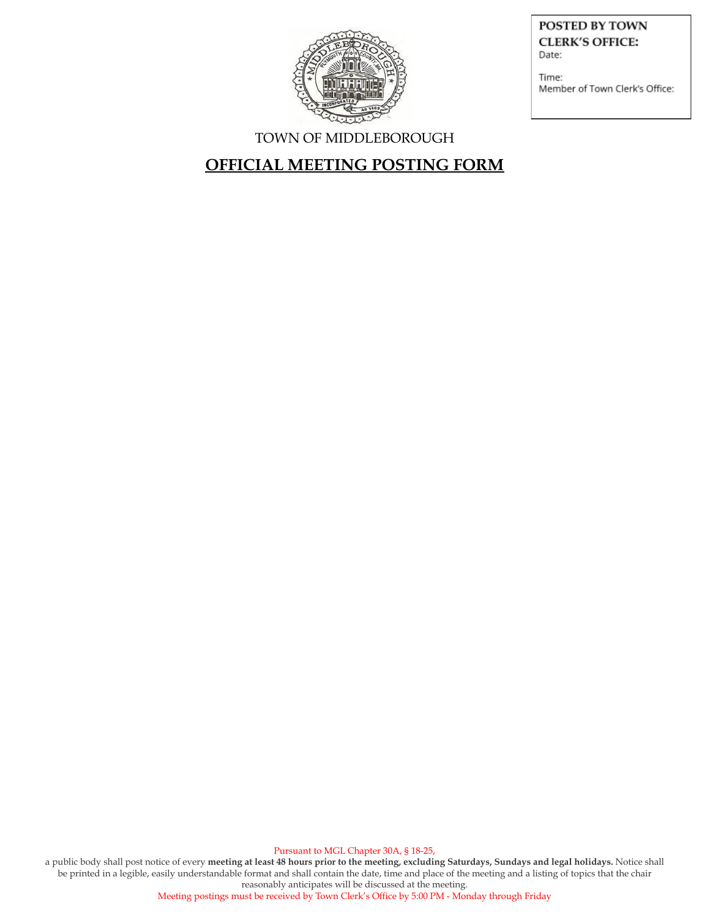**POSTED BY TOWN CLERK'S OFFICE:**
Date:

Time:
Member of Town Clerk's Office:

TOWN OF MIDDLEBOROUGH

# OFFICIAL MEETING POSTING FORM

Pursuant to MGL Chapter 30A, § 18-25,
a public body shall post notice of every **meeting at least 48 hours prior to the meeting, excluding Saturdays, Sundays and legal holidays.** Notice shall be printed in a legible, easily understandable format and shall contain the date, time and place of the meeting and a listing of topics that the chair reasonably anticipates will be discussed at the meeting.
Meeting postings must be received by Town Clerk's Office by 5:00 PM - Monday through Friday